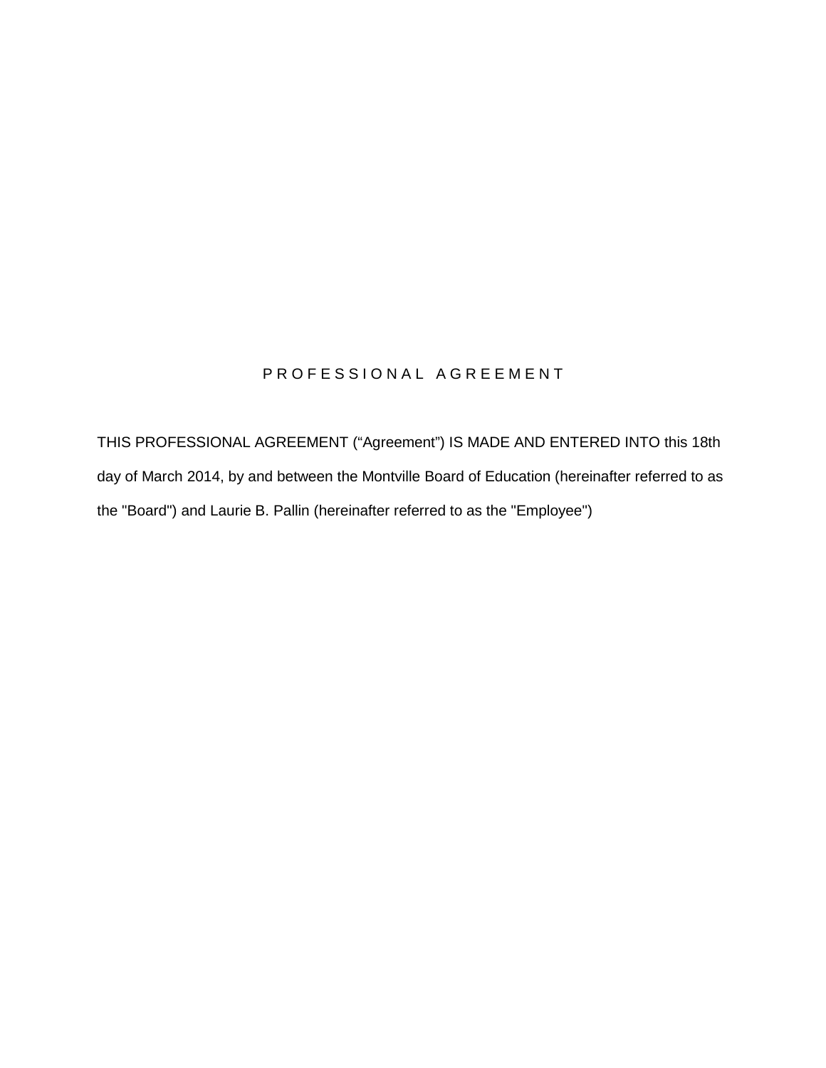# P R O F E S S I O N A L   A G R E E M E N T

THIS PROFESSIONAL AGREEMENT ("Agreement") IS MADE AND ENTERED INTO this 18th day of March 2014, by and between the Montville Board of Education (hereinafter referred to as the "Board") and Laurie B. Pallin (hereinafter referred to as the "Employee")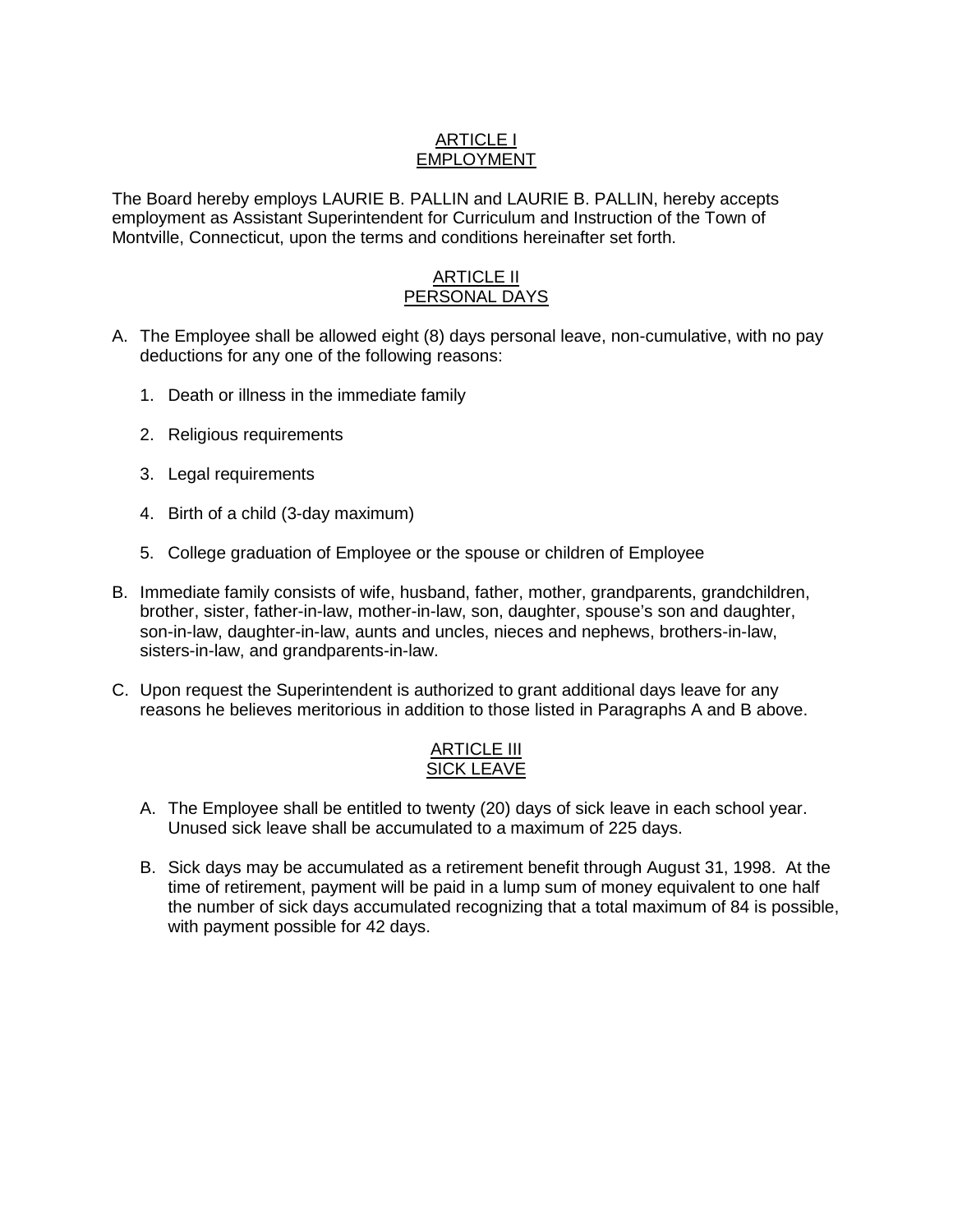## ARTICLE I
## EMPLOYMENT

The Board hereby employs LAURIE B. PALLIN and LAURIE B. PALLIN, hereby accepts employment as Assistant Superintendent for Curriculum and Instruction of the Town of Montville, Connecticut, upon the terms and conditions hereinafter set forth.

## ARTICLE II
## PERSONAL DAYS

A. The Employee shall be allowed eight (8) days personal leave, non-cumulative, with no pay deductions for any one of the following reasons:

   1. Death or illness in the immediate family

   2. Religious requirements

   3. Legal requirements

   4. Birth of a child (3-day maximum)

   5. College graduation of Employee or the spouse or children of Employee

B. Immediate family consists of wife, husband, father, mother, grandparents, grandchildren, brother, sister, father-in-law, mother-in-law, son, daughter, spouse's son and daughter, son-in-law, daughter-in-law, aunts and uncles, nieces and nephews, brothers-in-law, sisters-in-law, and grandparents-in-law.

C. Upon request the Superintendent is authorized to grant additional days leave for any reasons he believes meritorious in addition to those listed in Paragraphs A and B above.

## ARTICLE III
## SICK LEAVE

A. The Employee shall be entitled to twenty (20) days of sick leave in each school year. Unused sick leave shall be accumulated to a maximum of 225 days.

B. Sick days may be accumulated as a retirement benefit through August 31, 1998. At the time of retirement, payment will be paid in a lump sum of money equivalent to one half the number of sick days accumulated recognizing that a total maximum of 84 is possible, with payment possible for 42 days.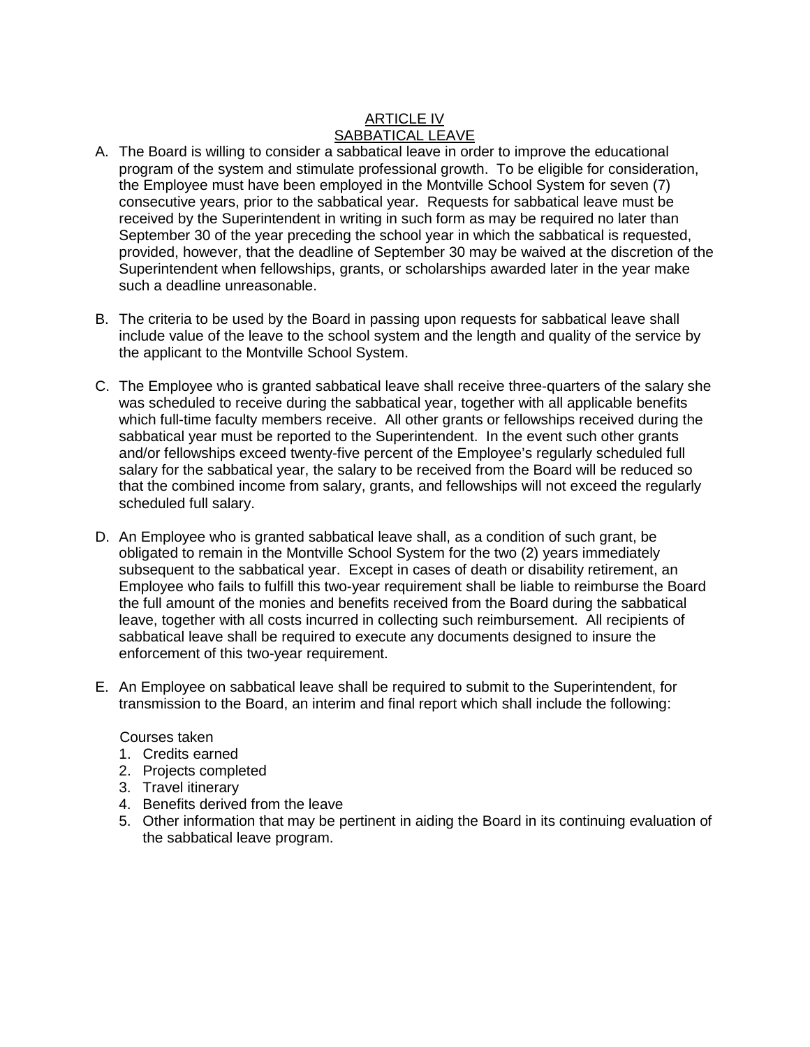## ARTICLE IV
## SABBATICAL LEAVE

A. The Board is willing to consider a sabbatical leave in order to improve the educational program of the system and stimulate professional growth. To be eligible for consideration, the Employee must have been employed in the Montville School System for seven (7) consecutive years, prior to the sabbatical year. Requests for sabbatical leave must be received by the Superintendent in writing in such form as may be required no later than September 30 of the year preceding the school year in which the sabbatical is requested, provided, however, that the deadline of September 30 may be waived at the discretion of the Superintendent when fellowships, grants, or scholarships awarded later in the year make such a deadline unreasonable.

B. The criteria to be used by the Board in passing upon requests for sabbatical leave shall include value of the leave to the school system and the length and quality of the service by the applicant to the Montville School System.

C. The Employee who is granted sabbatical leave shall receive three-quarters of the salary she was scheduled to receive during the sabbatical year, together with all applicable benefits which full-time faculty members receive. All other grants or fellowships received during the sabbatical year must be reported to the Superintendent. In the event such other grants and/or fellowships exceed twenty-five percent of the Employee's regularly scheduled full salary for the sabbatical year, the salary to be received from the Board will be reduced so that the combined income from salary, grants, and fellowships will not exceed the regularly scheduled full salary.

D. An Employee who is granted sabbatical leave shall, as a condition of such grant, be obligated to remain in the Montville School System for the two (2) years immediately subsequent to the sabbatical year. Except in cases of death or disability retirement, an Employee who fails to fulfill this two-year requirement shall be liable to reimburse the Board the full amount of the monies and benefits received from the Board during the sabbatical leave, together with all costs incurred in collecting such reimbursement. All recipients of sabbatical leave shall be required to execute any documents designed to insure the enforcement of this two-year requirement.

E. An Employee on sabbatical leave shall be required to submit to the Superintendent, for transmission to the Board, an interim and final report which shall include the following:

   Courses taken
   1. Credits earned
   2. Projects completed
   3. Travel itinerary
   4. Benefits derived from the leave
   5. Other information that may be pertinent in aiding the Board in its continuing evaluation of the sabbatical leave program.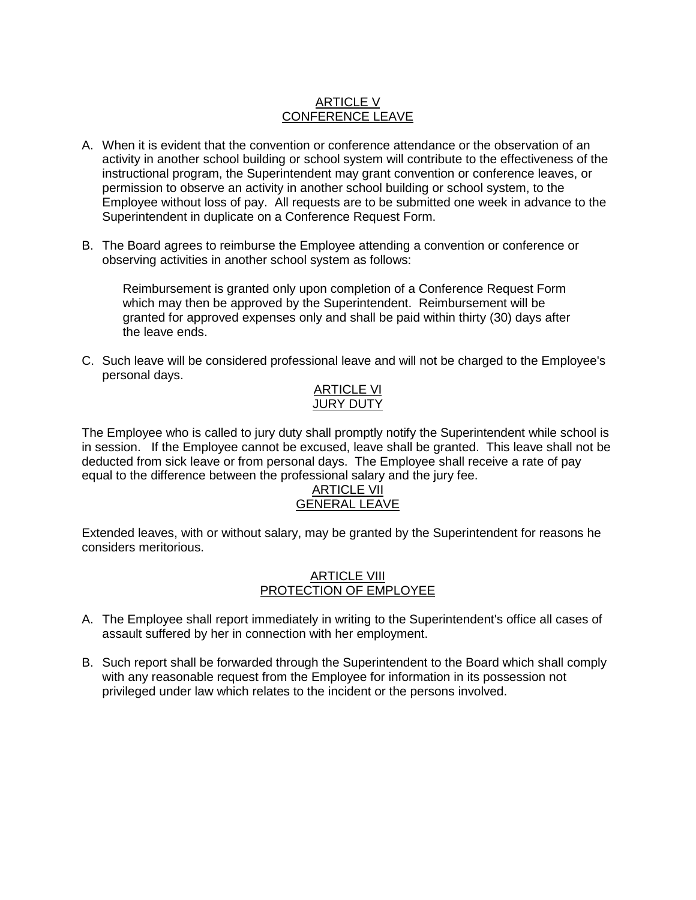## ARTICLE V
## CONFERENCE LEAVE

A. When it is evident that the convention or conference attendance or the observation of an activity in another school building or school system will contribute to the effectiveness of the instructional program, the Superintendent may grant convention or conference leaves, or permission to observe an activity in another school building or school system, to the Employee without loss of pay. All requests are to be submitted one week in advance to the Superintendent in duplicate on a Conference Request Form.

B. The Board agrees to reimburse the Employee attending a convention or conference or observing activities in another school system as follows:

   Reimbursement is granted only upon completion of a Conference Request Form which may then be approved by the Superintendent. Reimbursement will be granted for approved expenses only and shall be paid within thirty (30) days after the leave ends.

C. Such leave will be considered professional leave and will not be charged to the Employee's personal days.

## ARTICLE VI
## JURY DUTY

The Employee who is called to jury duty shall promptly notify the Superintendent while school is in session. If the Employee cannot be excused, leave shall be granted. This leave shall not be deducted from sick leave or from personal days. The Employee shall receive a rate of pay equal to the difference between the professional salary and the jury fee.

## ARTICLE VII
## GENERAL LEAVE

Extended leaves, with or without salary, may be granted by the Superintendent for reasons he considers meritorious.

## ARTICLE VIII
## PROTECTION OF EMPLOYEE

A. The Employee shall report immediately in writing to the Superintendent's office all cases of assault suffered by her in connection with her employment.

B. Such report shall be forwarded through the Superintendent to the Board which shall comply with any reasonable request from the Employee for information in its possession not privileged under law which relates to the incident or the persons involved.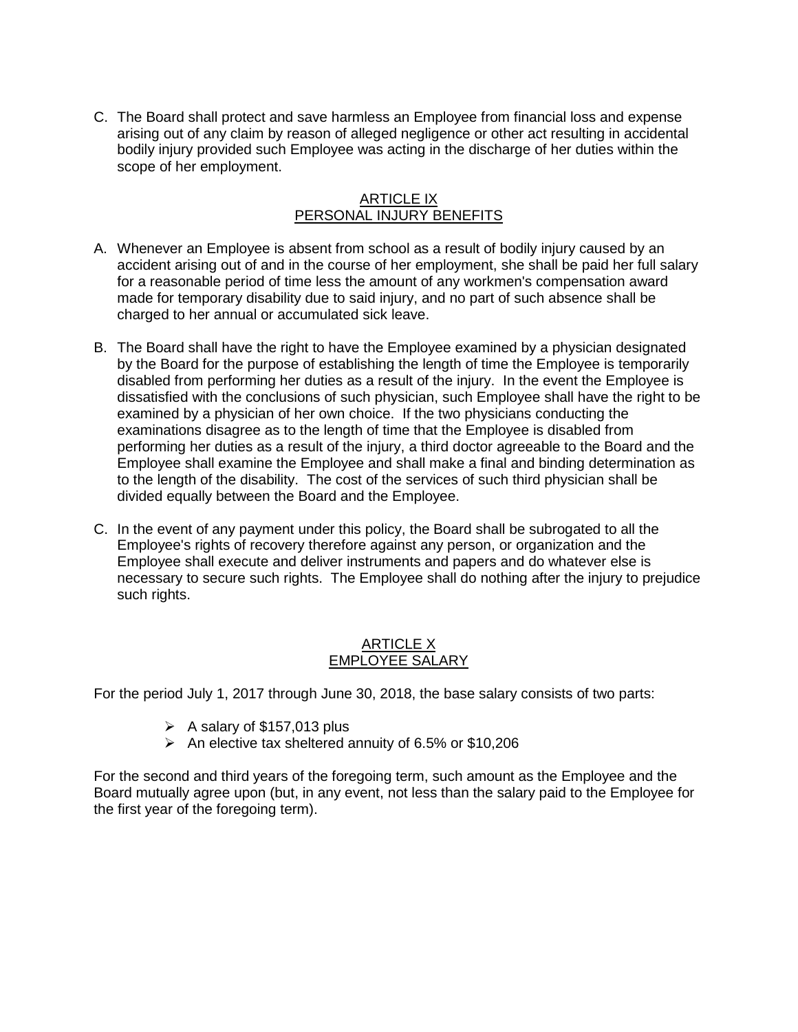C. The Board shall protect and save harmless an Employee from financial loss and expense arising out of any claim by reason of alleged negligence or other act resulting in accidental bodily injury provided such Employee was acting in the discharge of her duties within the scope of her employment.

## ARTICLE IX
## PERSONAL INJURY BENEFITS

A. Whenever an Employee is absent from school as a result of bodily injury caused by an accident arising out of and in the course of her employment, she shall be paid her full salary for a reasonable period of time less the amount of any workmen's compensation award made for temporary disability due to said injury, and no part of such absence shall be charged to her annual or accumulated sick leave.

B. The Board shall have the right to have the Employee examined by a physician designated by the Board for the purpose of establishing the length of time the Employee is temporarily disabled from performing her duties as a result of the injury. In the event the Employee is dissatisfied with the conclusions of such physician, such Employee shall have the right to be examined by a physician of her own choice. If the two physicians conducting the examinations disagree as to the length of time that the Employee is disabled from performing her duties as a result of the injury, a third doctor agreeable to the Board and the Employee shall examine the Employee and shall make a final and binding determination as to the length of the disability. The cost of the services of such third physician shall be divided equally between the Board and the Employee.

C. In the event of any payment under this policy, the Board shall be subrogated to all the Employee's rights of recovery therefore against any person, or organization and the Employee shall execute and deliver instruments and papers and do whatever else is necessary to secure such rights. The Employee shall do nothing after the injury to prejudice such rights.

## ARTICLE X
## EMPLOYEE SALARY

For the period July 1, 2017 through June 30, 2018, the base salary consists of two parts:

- A salary of $157,013 plus
- An elective tax sheltered annuity of 6.5% or $10,206

For the second and third years of the foregoing term, such amount as the Employee and the Board mutually agree upon (but, in any event, not less than the salary paid to the Employee for the first year of the foregoing term).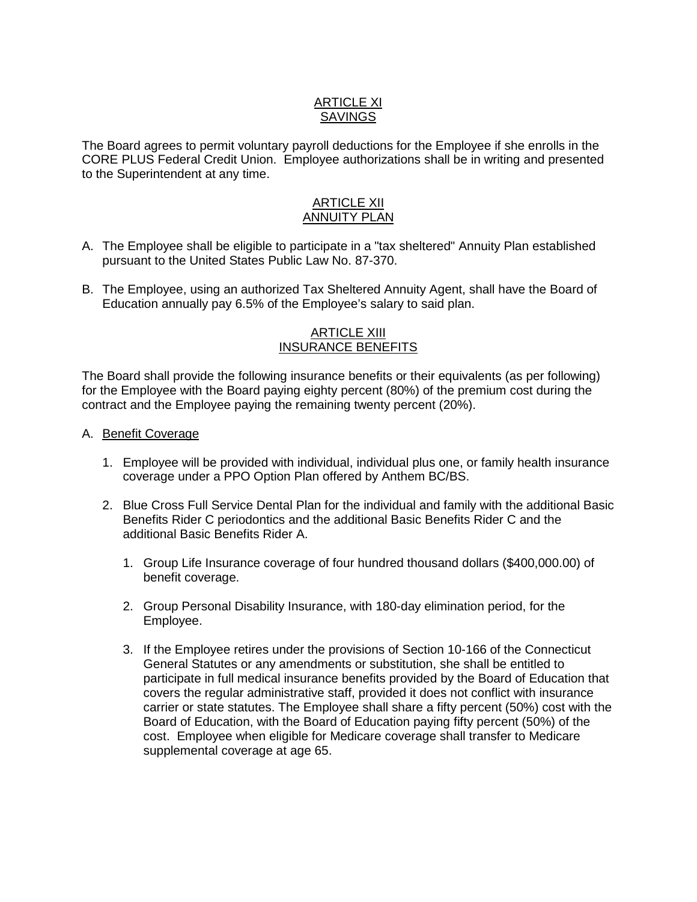## ARTICLE XI
## SAVINGS

The Board agrees to permit voluntary payroll deductions for the Employee if she enrolls in the CORE PLUS Federal Credit Union. Employee authorizations shall be in writing and presented to the Superintendent at any time.

## ARTICLE XII
## ANNUITY PLAN

A. The Employee shall be eligible to participate in a "tax sheltered" Annuity Plan established pursuant to the United States Public Law No. 87-370.

B. The Employee, using an authorized Tax Sheltered Annuity Agent, shall have the Board of Education annually pay 6.5% of the Employee's salary to said plan.

## ARTICLE XIII
## INSURANCE BENEFITS

The Board shall provide the following insurance benefits or their equivalents (as per following) for the Employee with the Board paying eighty percent (80%) of the premium cost during the contract and the Employee paying the remaining twenty percent (20%).

A. Benefit Coverage

   1. Employee will be provided with individual, individual plus one, or family health insurance coverage under a PPO Option Plan offered by Anthem BC/BS.

   2. Blue Cross Full Service Dental Plan for the individual and family with the additional Basic Benefits Rider C periodontics and the additional Basic Benefits Rider C and the additional Basic Benefits Rider A.

      1. Group Life Insurance coverage of four hundred thousand dollars ($400,000.00) of benefit coverage.

      2. Group Personal Disability Insurance, with 180-day elimination period, for the Employee.

      3. If the Employee retires under the provisions of Section 10-166 of the Connecticut General Statutes or any amendments or substitution, she shall be entitled to participate in full medical insurance benefits provided by the Board of Education that covers the regular administrative staff, provided it does not conflict with insurance carrier or state statutes. The Employee shall share a fifty percent (50%) cost with the Board of Education, with the Board of Education paying fifty percent (50%) of the cost. Employee when eligible for Medicare coverage shall transfer to Medicare supplemental coverage at age 65.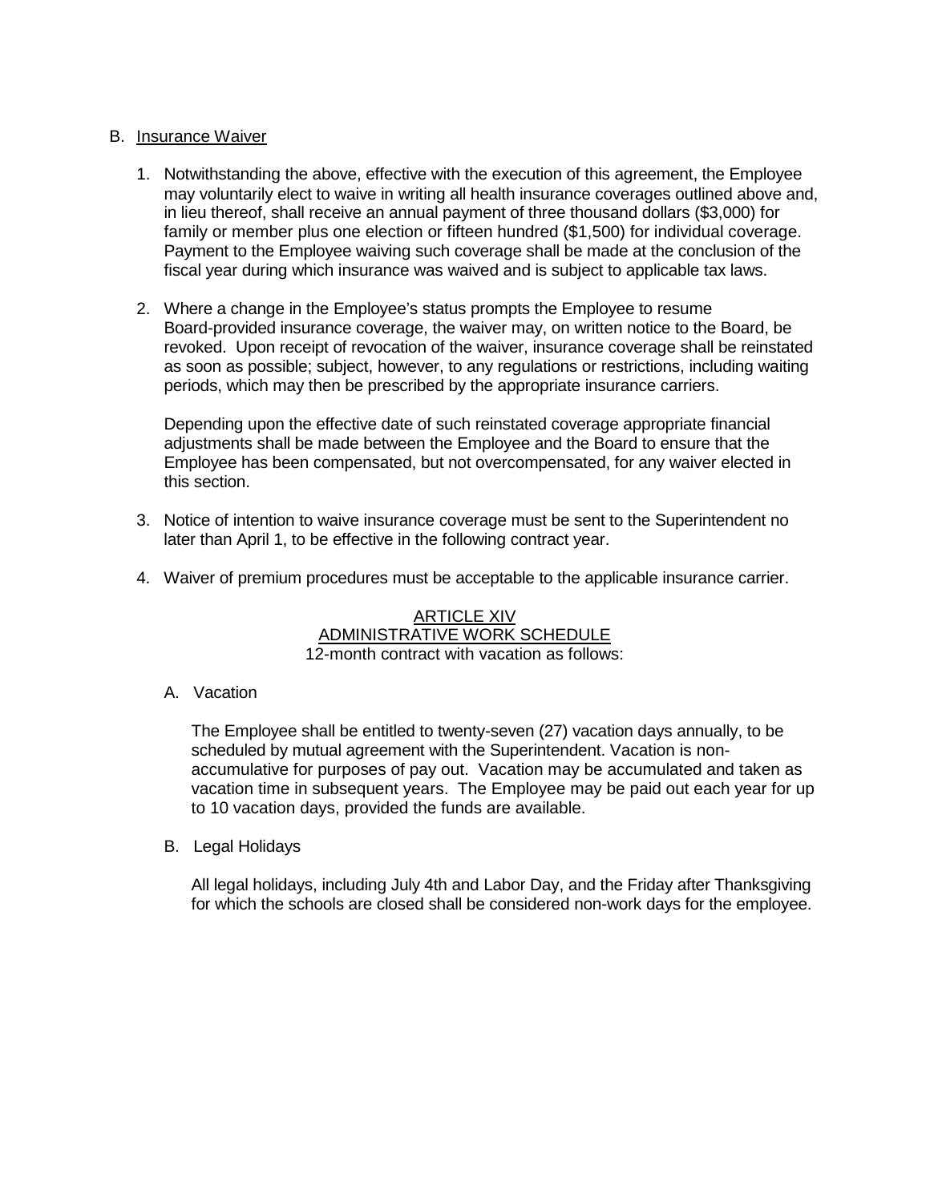B. <u>Insurance Waiver</u>

1. Notwithstanding the above, effective with the execution of this agreement, the Employee may voluntarily elect to waive in writing all health insurance coverages outlined above and, in lieu thereof, shall receive an annual payment of three thousand dollars ($3,000) for family or member plus one election or fifteen hundred ($1,500) for individual coverage. Payment to the Employee waiving such coverage shall be made at the conclusion of the fiscal year during which insurance was waived and is subject to applicable tax laws.

2. Where a change in the Employee's status prompts the Employee to resume Board-provided insurance coverage, the waiver may, on written notice to the Board, be revoked. Upon receipt of revocation of the waiver, insurance coverage shall be reinstated as soon as possible; subject, however, to any regulations or restrictions, including waiting periods, which may then be prescribed by the appropriate insurance carriers.

   Depending upon the effective date of such reinstated coverage appropriate financial adjustments shall be made between the Employee and the Board to ensure that the Employee has been compensated, but not overcompensated, for any waiver elected in this section.

3. Notice of intention to waive insurance coverage must be sent to the Superintendent no later than April 1, to be effective in the following contract year.

4. Waiver of premium procedures must be acceptable to the applicable insurance carrier.

## <u>ARTICLE XIV</u>
## <u>ADMINISTRATIVE WORK SCHEDULE</u>

12-month contract with vacation as follows:

A. Vacation

   The Employee shall be entitled to twenty-seven (27) vacation days annually, to be scheduled by mutual agreement with the Superintendent. Vacation is non-accumulative for purposes of pay out. Vacation may be accumulated and taken as vacation time in subsequent years. The Employee may be paid out each year for up to 10 vacation days, provided the funds are available.

B. Legal Holidays

   All legal holidays, including July 4th and Labor Day, and the Friday after Thanksgiving for which the schools are closed shall be considered non-work days for the employee.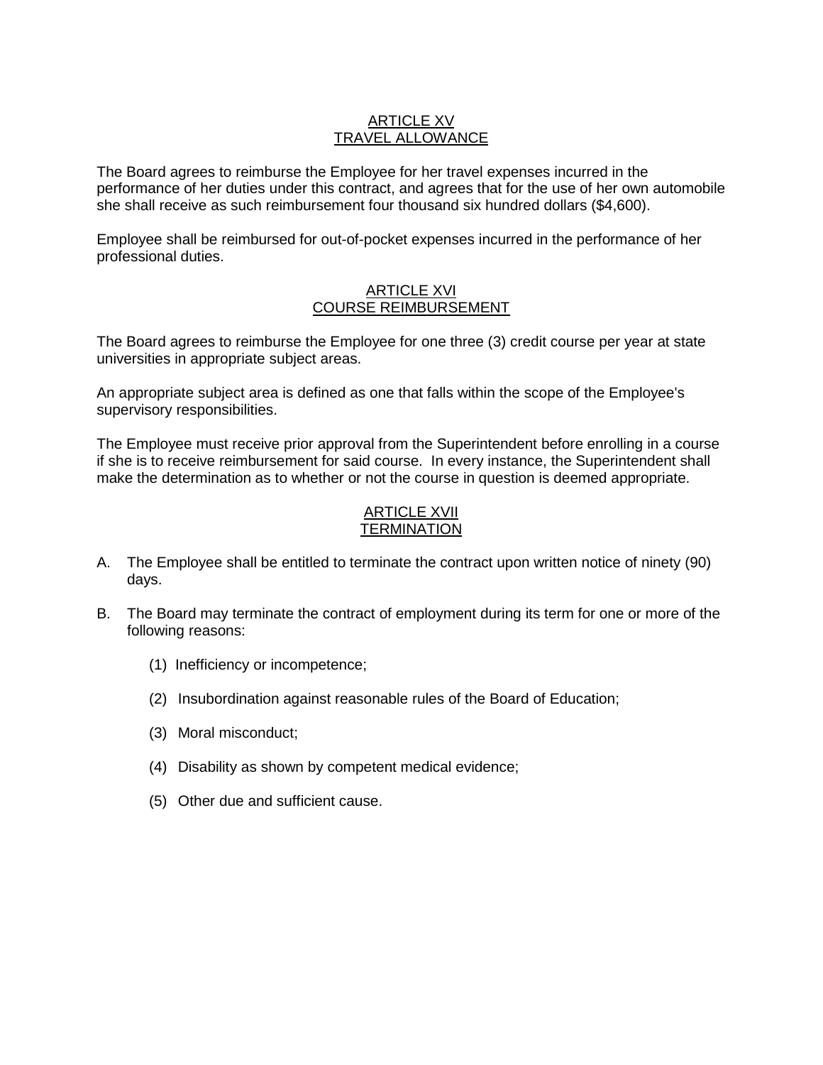## ARTICLE XV
## TRAVEL ALLOWANCE

The Board agrees to reimburse the Employee for her travel expenses incurred in the performance of her duties under this contract, and agrees that for the use of her own automobile she shall receive as such reimbursement four thousand six hundred dollars ($4,600).

Employee shall be reimbursed for out-of-pocket expenses incurred in the performance of her professional duties.

## ARTICLE XVI
## COURSE REIMBURSEMENT

The Board agrees to reimburse the Employee for one three (3) credit course per year at state universities in appropriate subject areas.

An appropriate subject area is defined as one that falls within the scope of the Employee's supervisory responsibilities.

The Employee must receive prior approval from the Superintendent before enrolling in a course if she is to receive reimbursement for said course. In every instance, the Superintendent shall make the determination as to whether or not the course in question is deemed appropriate.

## ARTICLE XVII
## TERMINATION

A. The Employee shall be entitled to terminate the contract upon written notice of ninety (90) days.

B. The Board may terminate the contract of employment during its term for one or more of the following reasons:

   (1) Inefficiency or incompetence;

   (2) Insubordination against reasonable rules of the Board of Education;

   (3) Moral misconduct;

   (4) Disability as shown by competent medical evidence;

   (5) Other due and sufficient cause.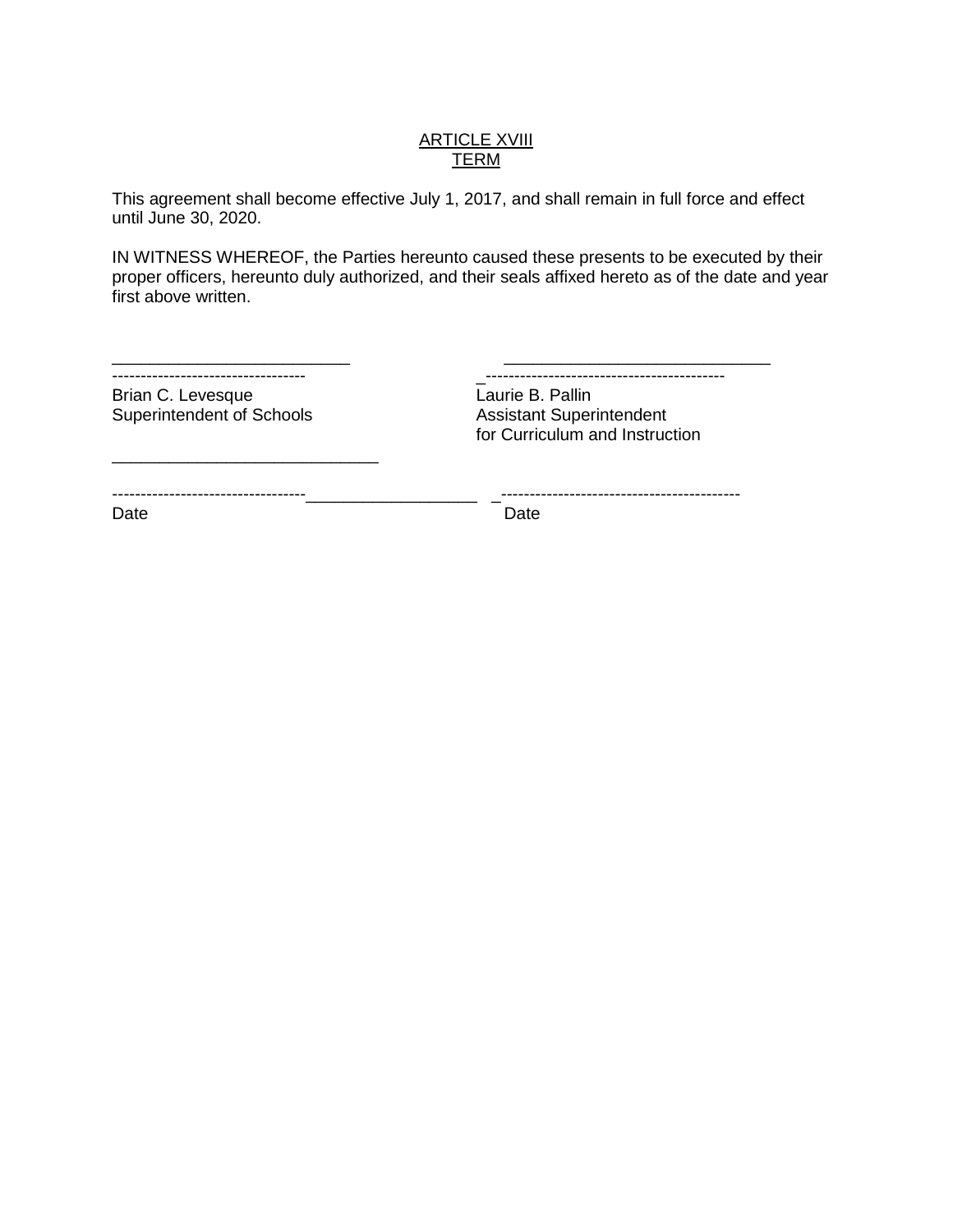<u>ARTICLE XVIII</u>
<u>TERM</u>

This agreement shall become effective July 1, 2017, and shall remain in full force and effect until June 30, 2020.

IN WITNESS WHEREOF, the Parties hereunto caused these presents to be executed by their proper officers, hereunto duly authorized, and their seals affixed hereto as of the date and year first above written.

| | |
|---|---|
| ____________________________ | ____________________________ |
| Brian C. Levesque | Laurie B. Pallin |
| Superintendent of Schools | Assistant Superintendent |
| | for Curriculum and Instruction |
| ____________________________ | ____________________________ |
| Date | Date |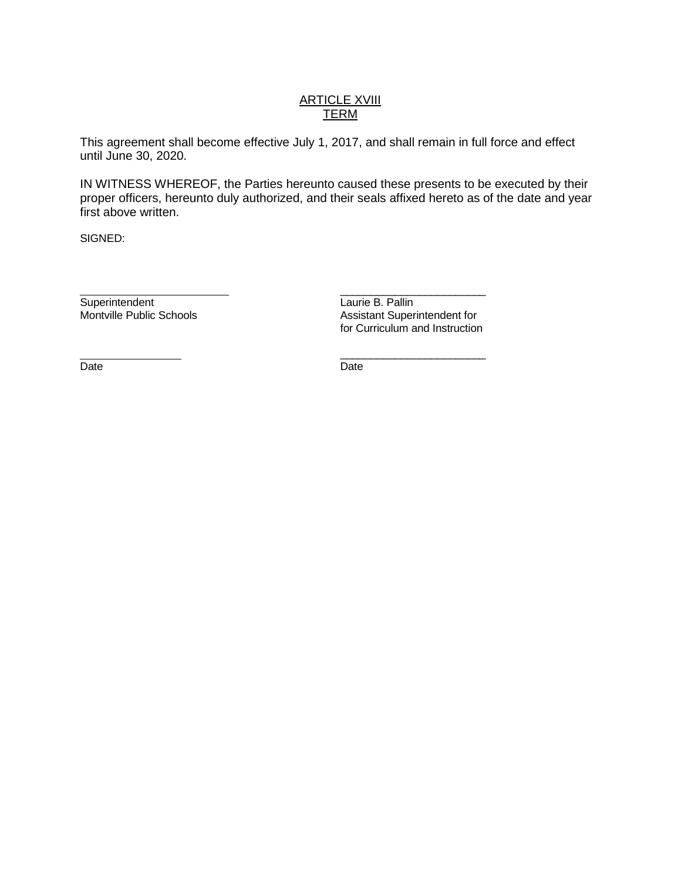## ARTICLE XVIII
## TERM

This agreement shall become effective July 1, 2017, and shall remain in full force and effect until June 30, 2020.

IN WITNESS WHEREOF, the Parties hereunto caused these presents to be executed by their proper officers, hereunto duly authorized, and their seals affixed hereto as of the date and year first above written.

SIGNED:

| | |
|---|---|
| ________________________ | ________________________ |
| Superintendent<br>Montville Public Schools | Laurie B. Pallin<br>Assistant Superintendent for<br>for Curriculum and Instruction |
| ________________ | ________________________ |
| Date | Date |